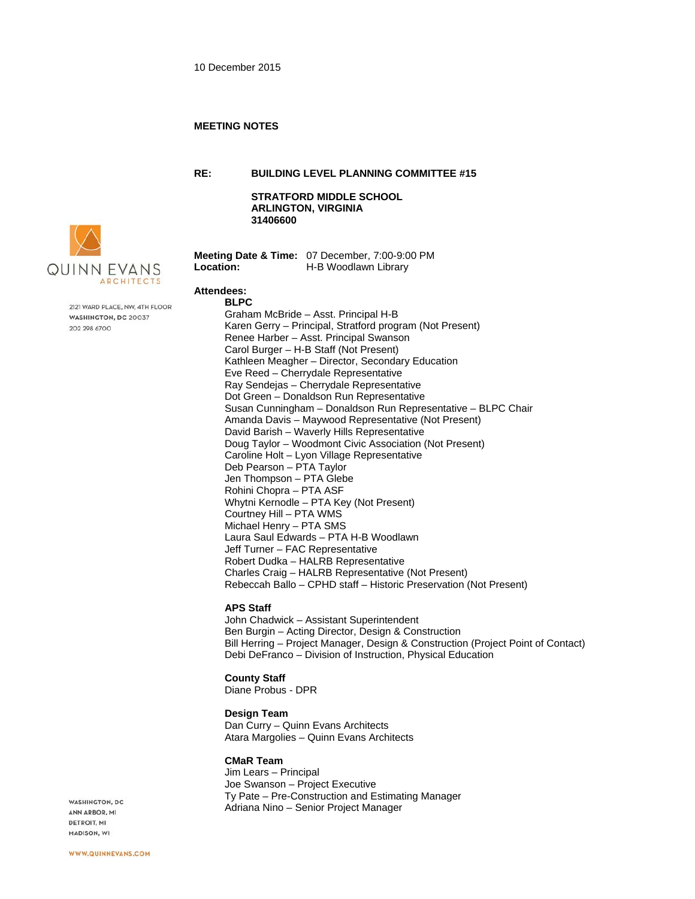10 December 2015

**MEETING NOTES**

**RE:** **BUILDING LEVEL PLANNING COMMITTEE #15**

**STRATFORD MIDDLE SCHOOL**
**ARLINGTON, VIRGINIA**
**31406600**

QUINN EVANS ARCHITECTS

2121 WARD PLACE, NW, 4TH FLOOR
WASHINGTON, DC 20037
202 298 6700

**Meeting Date & Time:** 07 December, 7:00-9:00 PM
**Location:** H-B Woodlawn Library

**Attendees:**

**BLPC**

Graham McBride – Asst. Principal H-B
Karen Gerry – Principal, Stratford program (Not Present)
Renee Harber – Asst. Principal Swanson
Carol Burger – H-B Staff (Not Present)
Kathleen Meagher – Director, Secondary Education
Eve Reed – Cherrydale Representative
Ray Sendejas – Cherrydale Representative
Dot Green – Donaldson Run Representative
Susan Cunningham – Donaldson Run Representative – BLPC Chair
Amanda Davis – Maywood Representative (Not Present)
David Barish – Waverly Hills Representative
Doug Taylor – Woodmont Civic Association (Not Present)
Caroline Holt – Lyon Village Representative
Deb Pearson – PTA Taylor
Jen Thompson – PTA Glebe
Rohini Chopra – PTA ASF
Whytni Kernodle – PTA Key (Not Present)
Courtney Hill – PTA WMS
Michael Henry – PTA SMS
Laura Saul Edwards – PTA H-B Woodlawn
Jeff Turner – FAC Representative
Robert Dudka – HALRB Representative
Charles Craig – HALRB Representative (Not Present)
Rebeccah Ballo – CPHD staff – Historic Preservation (Not Present)

**APS Staff**

John Chadwick – Assistant Superintendent
Ben Burgin – Acting Director, Design & Construction
Bill Herring – Project Manager, Design & Construction (Project Point of Contact)
Debi DeFranco – Division of Instruction, Physical Education

**County Staff**

Diane Probus - DPR

**Design Team**

Dan Curry – Quinn Evans Architects
Atara Margolies – Quinn Evans Architects

**CMaR Team**

Jim Lears – Principal
Joe Swanson – Project Executive
Ty Pate – Pre-Construction and Estimating Manager
Adriana Nino – Senior Project Manager

WASHINGTON, DC
ANN ARBOR, MI
DETROIT, MI
MADISON, WI

WWW.QUINNEVANS.COM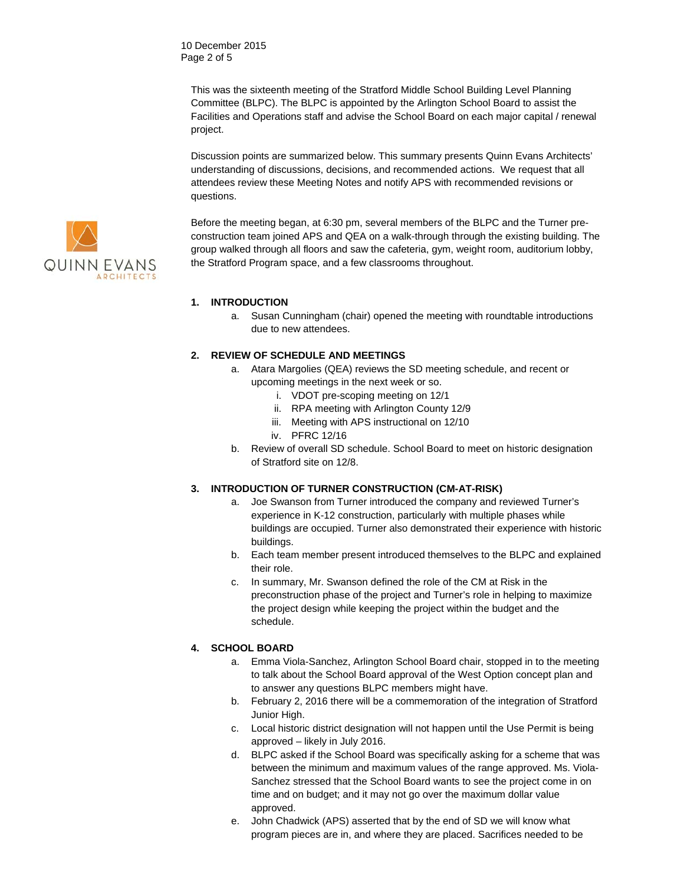This was the sixteenth meeting of the Stratford Middle School Building Level Planning Committee (BLPC). The BLPC is appointed by the Arlington School Board to assist the Facilities and Operations staff and advise the School Board on each major capital / renewal project.

Discussion points are summarized below. This summary presents Quinn Evans Architects' understanding of discussions, decisions, and recommended actions. We request that all attendees review these Meeting Notes and notify APS with recommended revisions or questions.

Before the meeting began, at 6:30 pm, several members of the BLPC and the Turner pre-construction team joined APS and QEA on a walk-through through the existing building. The group walked through all floors and saw the cafeteria, gym, weight room, auditorium lobby, the Stratford Program space, and a few classrooms throughout.

1. **INTRODUCTION**
   a. Susan Cunningham (chair) opened the meeting with roundtable introductions due to new attendees.

2. **REVIEW OF SCHEDULE AND MEETINGS**
   a. Atara Margolies (QEA) reviews the SD meeting schedule, and recent or upcoming meetings in the next week or so.
      i. VDOT pre-scoping meeting on 12/1
      ii. RPA meeting with Arlington County 12/9
      iii. Meeting with APS instructional on 12/10
      iv. PFRC 12/16
   b. Review of overall SD schedule. School Board to meet on historic designation of Stratford site on 12/8.

3. **INTRODUCTION OF TURNER CONSTRUCTION (CM-AT-RISK)**
   a. Joe Swanson from Turner introduced the company and reviewed Turner's experience in K-12 construction, particularly with multiple phases while buildings are occupied. Turner also demonstrated their experience with historic buildings.
   b. Each team member present introduced themselves to the BLPC and explained their role.
   c. In summary, Mr. Swanson defined the role of the CM at Risk in the preconstruction phase of the project and Turner's role in helping to maximize the project design while keeping the project within the budget and the schedule.

4. **SCHOOL BOARD**
   a. Emma Viola-Sanchez, Arlington School Board chair, stopped in to the meeting to talk about the School Board approval of the West Option concept plan and to answer any questions BLPC members might have.
   b. February 2, 2016 there will be a commemoration of the integration of Stratford Junior High.
   c. Local historic district designation will not happen until the Use Permit is being approved – likely in July 2016.
   d. BLPC asked if the School Board was specifically asking for a scheme that was between the minimum and maximum values of the range approved. Ms. Viola-Sanchez stressed that the School Board wants to see the project come in on time and on budget; and it may not go over the maximum dollar value approved.
   e. John Chadwick (APS) asserted that by the end of SD we will know what program pieces are in, and where they are placed. Sacrifices needed to be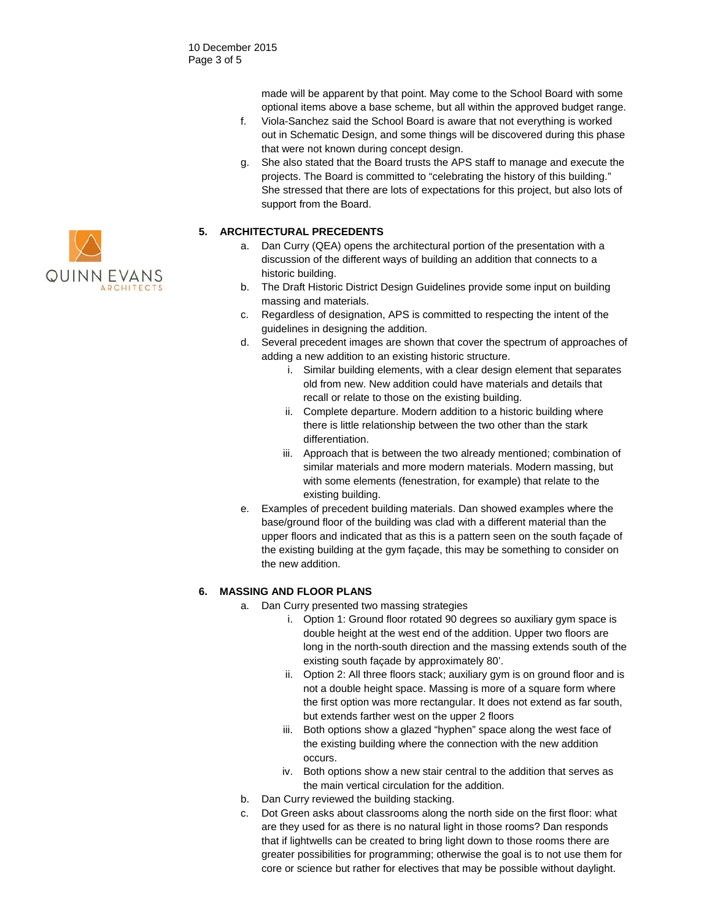made will be apparent by that point. May come to the School Board with some optional items above a base scheme, but all within the approved budget range.

f. Viola-Sanchez said the School Board is aware that not everything is worked out in Schematic Design, and some things will be discovered during this phase that were not known during concept design.

g. She also stated that the Board trusts the APS staff to manage and execute the projects. The Board is committed to "celebrating the history of this building." She stressed that there are lots of expectations for this project, but also lots of support from the Board.

**5. ARCHITECTURAL PRECEDENTS**

a. Dan Curry (QEA) opens the architectural portion of the presentation with a discussion of the different ways of building an addition that connects to a historic building.

b. The Draft Historic District Design Guidelines provide some input on building massing and materials.

c. Regardless of designation, APS is committed to respecting the intent of the guidelines in designing the addition.

d. Several precedent images are shown that cover the spectrum of approaches of adding a new addition to an existing historic structure.

   i. Similar building elements, with a clear design element that separates old from new. New addition could have materials and details that recall or relate to those on the existing building.

   ii. Complete departure. Modern addition to a historic building where there is little relationship between the two other than the stark differentiation.

   iii. Approach that is between the two already mentioned; combination of similar materials and more modern materials. Modern massing, but with some elements (fenestration, for example) that relate to the existing building.

e. Examples of precedent building materials. Dan showed examples where the base/ground floor of the building was clad with a different material than the upper floors and indicated that as this is a pattern seen on the south façade of the existing building at the gym façade, this may be something to consider on the new addition.

**6. MASSING AND FLOOR PLANS**

a. Dan Curry presented two massing strategies

   i. Option 1: Ground floor rotated 90 degrees so auxiliary gym space is double height at the west end of the addition. Upper two floors are long in the north-south direction and the massing extends south of the existing south façade by approximately 80'.

   ii. Option 2: All three floors stack; auxiliary gym is on ground floor and is not a double height space. Massing is more of a square form where the first option was more rectangular. It does not extend as far south, but extends farther west on the upper 2 floors

   iii. Both options show a glazed "hyphen" space along the west face of the existing building where the connection with the new addition occurs.

   iv. Both options show a new stair central to the addition that serves as the main vertical circulation for the addition.

b. Dan Curry reviewed the building stacking.

c. Dot Green asks about classrooms along the north side on the first floor: what are they used for as there is no natural light in those rooms? Dan responds that if lightwells can be created to bring light down to those rooms there are greater possibilities for programming; otherwise the goal is to not use them for core or science but rather for electives that may be possible without daylight.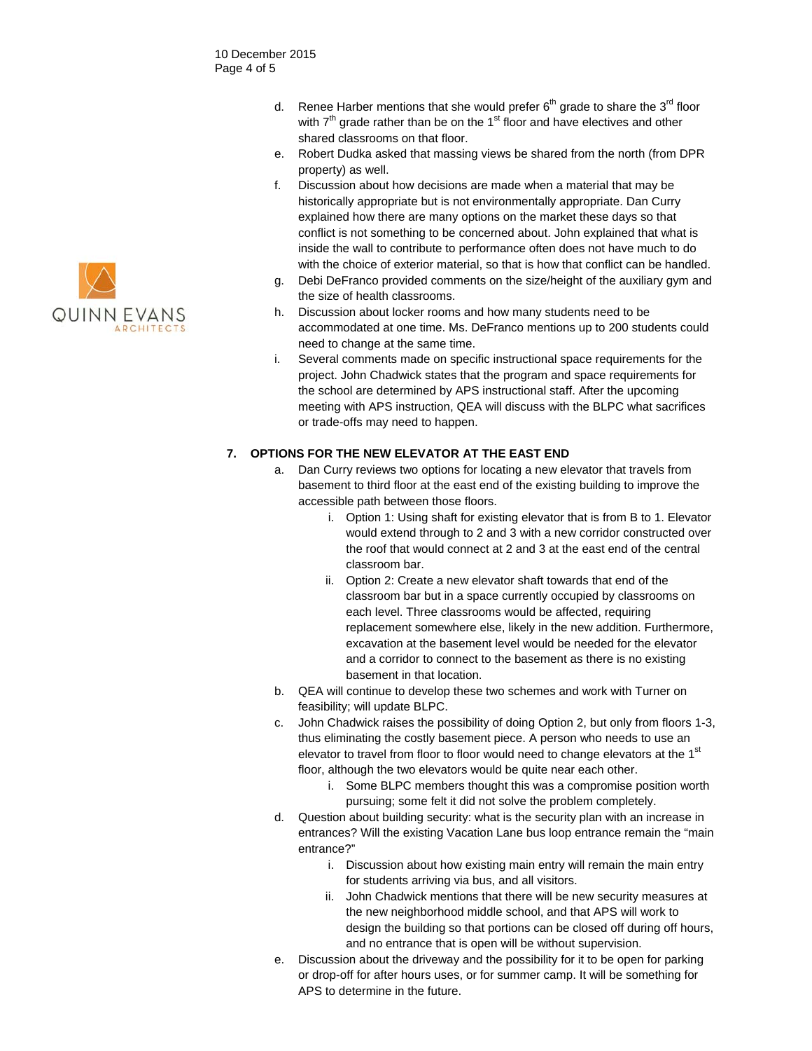d. Renee Harber mentions that she would prefer 6th grade to share the 3rd floor with 7th grade rather than be on the 1st floor and have electives and other shared classrooms on that floor.

e. Robert Dudka asked that massing views be shared from the north (from DPR property) as well.

f. Discussion about how decisions are made when a material that may be historically appropriate but is not environmentally appropriate. Dan Curry explained how there are many options on the market these days so that conflict is not something to be concerned about. John explained that what is inside the wall to contribute to performance often does not have much to do with the choice of exterior material, so that is how that conflict can be handled.

g. Debi DeFranco provided comments on the size/height of the auxiliary gym and the size of health classrooms.

h. Discussion about locker rooms and how many students need to be accommodated at one time. Ms. DeFranco mentions up to 200 students could need to change at the same time.

i. Several comments made on specific instructional space requirements for the project. John Chadwick states that the program and space requirements for the school are determined by APS instructional staff. After the upcoming meeting with APS instruction, QEA will discuss with the BLPC what sacrifices or trade-offs may need to happen.

**7. OPTIONS FOR THE NEW ELEVATOR AT THE EAST END**

a. Dan Curry reviews two options for locating a new elevator that travels from basement to third floor at the east end of the existing building to improve the accessible path between those floors.
   i. Option 1: Using shaft for existing elevator that is from B to 1. Elevator would extend through to 2 and 3 with a new corridor constructed over the roof that would connect at 2 and 3 at the east end of the central classroom bar.
   ii. Option 2: Create a new elevator shaft towards that end of the classroom bar but in a space currently occupied by classrooms on each level. Three classrooms would be affected, requiring replacement somewhere else, likely in the new addition. Furthermore, excavation at the basement level would be needed for the elevator and a corridor to connect to the basement as there is no existing basement in that location.

b. QEA will continue to develop these two schemes and work with Turner on feasibility; will update BLPC.

c. John Chadwick raises the possibility of doing Option 2, but only from floors 1-3, thus eliminating the costly basement piece. A person who needs to use an elevator to travel from floor to floor would need to change elevators at the 1st floor, although the two elevators would be quite near each other.
   i. Some BLPC members thought this was a compromise position worth pursuing; some felt it did not solve the problem completely.

d. Question about building security: what is the security plan with an increase in entrances? Will the existing Vacation Lane bus loop entrance remain the "main entrance?"
   i. Discussion about how existing main entry will remain the main entry for students arriving via bus, and all visitors.
   ii. John Chadwick mentions that there will be new security measures at the new neighborhood middle school, and that APS will work to design the building so that portions can be closed off during off hours, and no entrance that is open will be without supervision.

e. Discussion about the driveway and the possibility for it to be open for parking or drop-off for after hours uses, or for summer camp. It will be something for APS to determine in the future.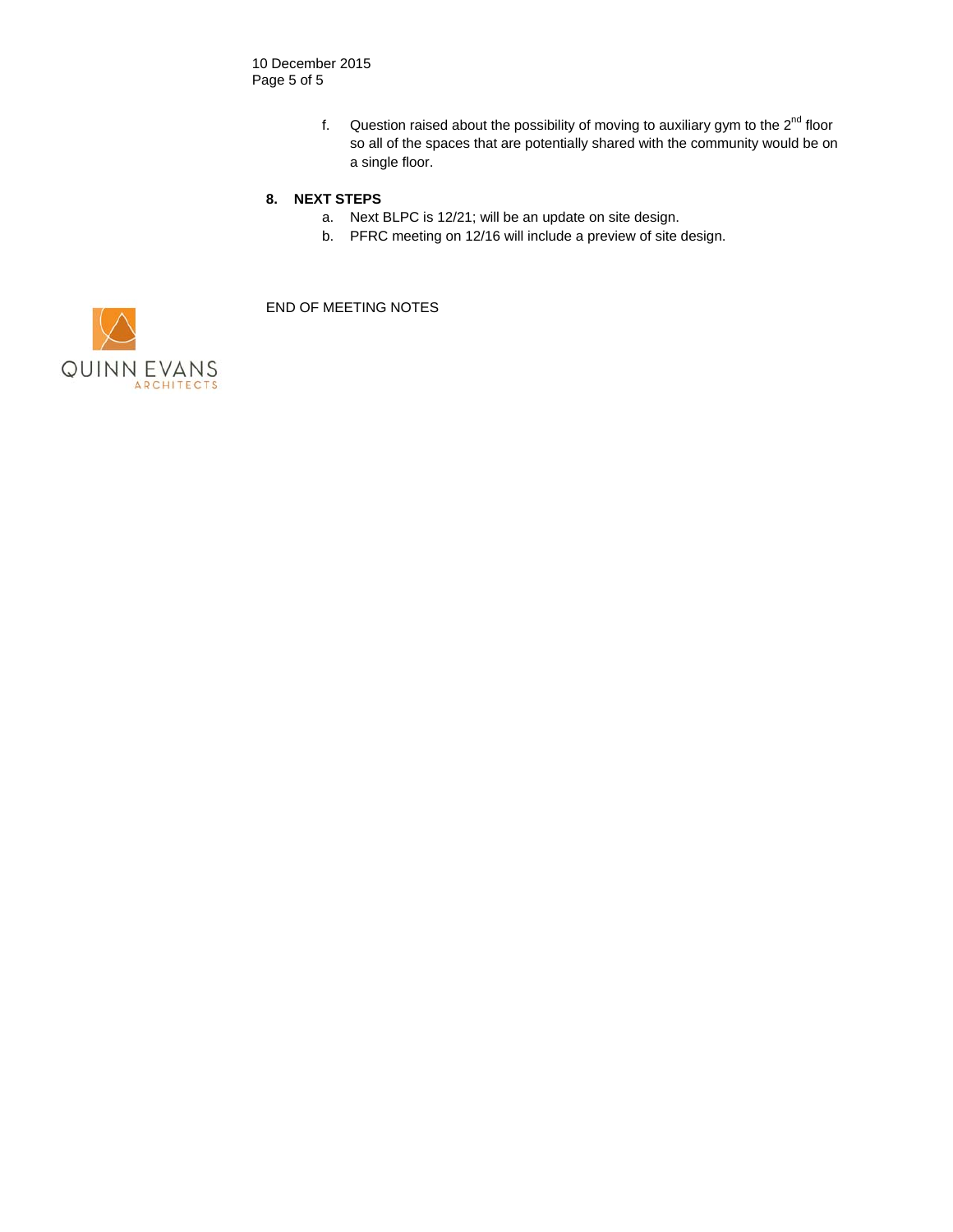f. Question raised about the possibility of moving to auxiliary gym to the 2nd floor so all of the spaces that are potentially shared with the community would be on a single floor.

**8. NEXT STEPS**

a. Next BLPC is 12/21; will be an update on site design.

b. PFRC meeting on 12/16 will include a preview of site design.

END OF MEETING NOTES

QUINN EVANS ARCHITECTS